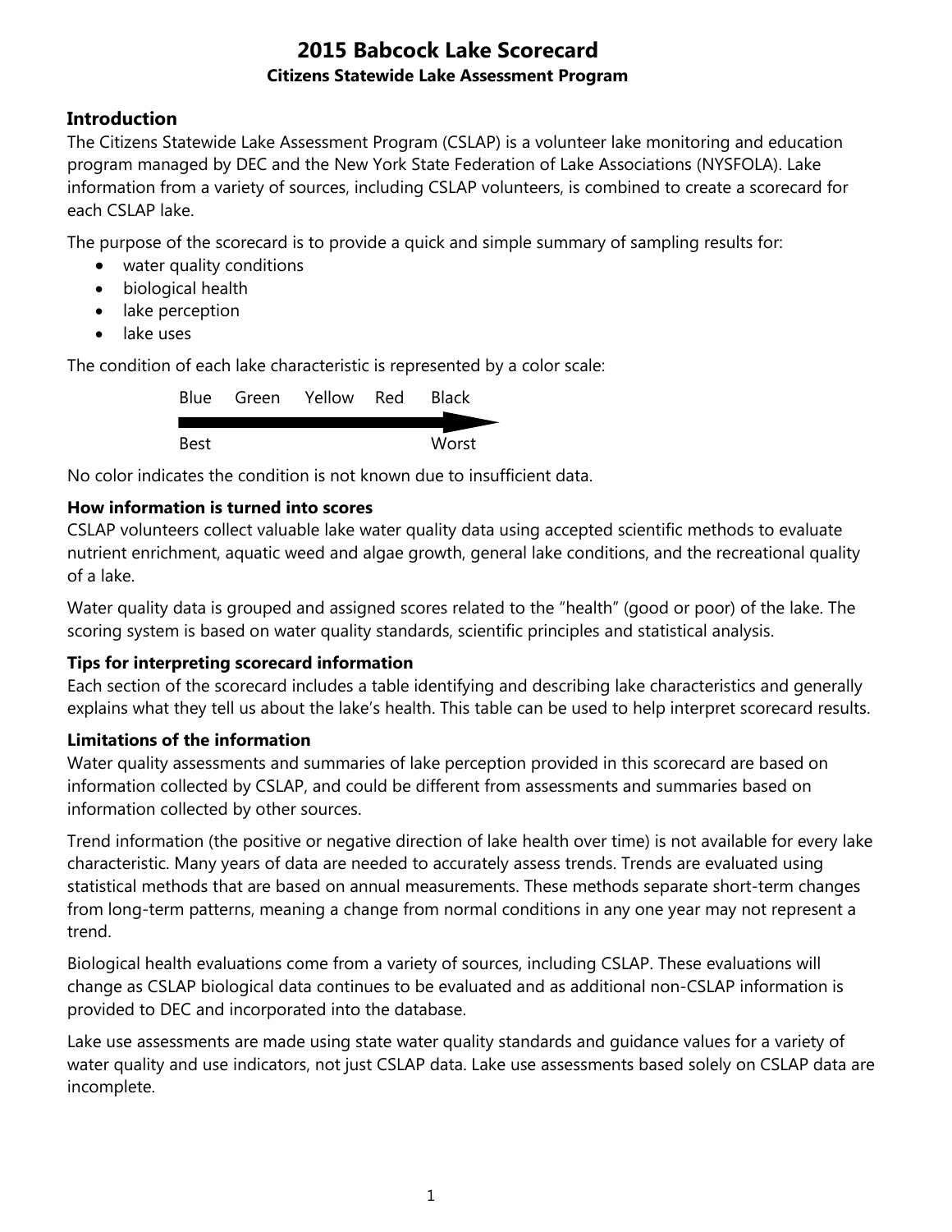# 2015 Babcock Lake Scorecard

**Citizens Statewide Lake Assessment Program**

## Introduction

The Citizens Statewide Lake Assessment Program (CSLAP) is a volunteer lake monitoring and education program managed by DEC and the New York State Federation of Lake Associations (NYSFOLA). Lake information from a variety of sources, including CSLAP volunteers, is combined to create a scorecard for each CSLAP lake.

The purpose of the scorecard is to provide a quick and simple summary of sampling results for:

- water quality conditions
- biological health
- lake perception
- lake uses

The condition of each lake characteristic is represented by a color scale:

Blue Green Yellow Red Black

Best → Worst

No color indicates the condition is not known due to insufficient data.

### How information is turned into scores

CSLAP volunteers collect valuable lake water quality data using accepted scientific methods to evaluate nutrient enrichment, aquatic weed and algae growth, general lake conditions, and the recreational quality of a lake.

Water quality data is grouped and assigned scores related to the "health" (good or poor) of the lake. The scoring system is based on water quality standards, scientific principles and statistical analysis.

### Tips for interpreting scorecard information

Each section of the scorecard includes a table identifying and describing lake characteristics and generally explains what they tell us about the lake's health. This table can be used to help interpret scorecard results.

### Limitations of the information

Water quality assessments and summaries of lake perception provided in this scorecard are based on information collected by CSLAP, and could be different from assessments and summaries based on information collected by other sources.

Trend information (the positive or negative direction of lake health over time) is not available for every lake characteristic. Many years of data are needed to accurately assess trends. Trends are evaluated using statistical methods that are based on annual measurements. These methods separate short-term changes from long-term patterns, meaning a change from normal conditions in any one year may not represent a trend.

Biological health evaluations come from a variety of sources, including CSLAP. These evaluations will change as CSLAP biological data continues to be evaluated and as additional non-CSLAP information is provided to DEC and incorporated into the database.

Lake use assessments are made using state water quality standards and guidance values for a variety of water quality and use indicators, not just CSLAP data. Lake use assessments based solely on CSLAP data are incomplete.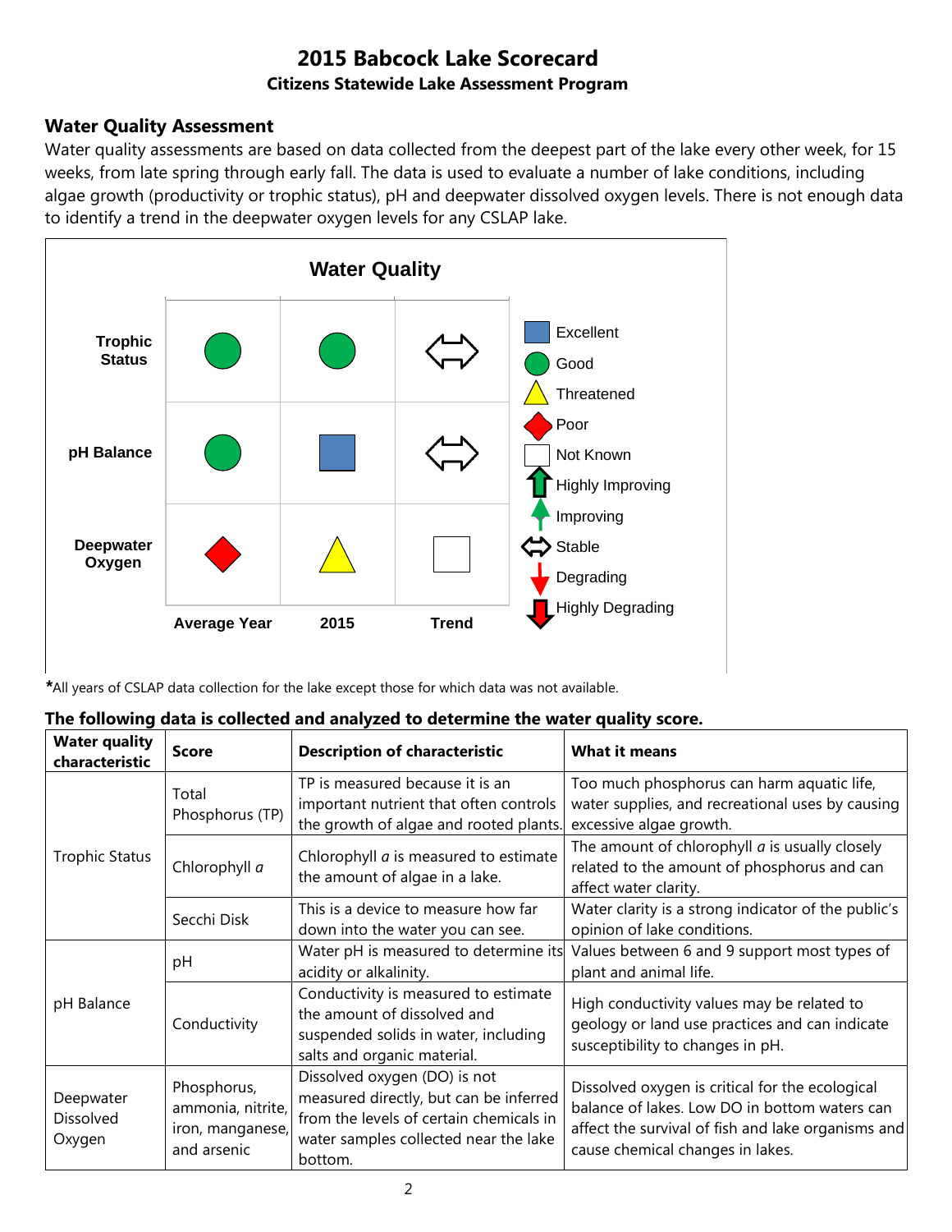# 2015 Babcock Lake Scorecard

**Citizens Statewide Lake Assessment Program**

## Water Quality Assessment

Water quality assessments are based on data collected from the deepest part of the lake every other week, for 15 weeks, from late spring through early fall. The data is used to evaluate a number of lake conditions, including algae growth (productivity or trophic status), pH and deepwater dissolved oxygen levels. There is not enough data to identify a trend in the deepwater oxygen levels for any CSLAP lake.

**Water Quality**

| | Average Year | 2015 | Trend |
|---|---|---|---|
| **Trophic Status** | Good | Good | Stable |
| **pH Balance** | Good | Excellent | Stable |
| **Deepwater Oxygen** | Poor | Threatened | Not Known |

Legend: Excellent, Good, Threatened, Poor, Not Known, Highly Improving, Improving, Stable, Degrading, Highly Degrading

***All years of CSLAP data collection for the lake except those for which data was not available.**

**The following data is collected and analyzed to determine the water quality score.**

| Water quality characteristic | Score | Description of characteristic | What it means |
|---|---|---|---|
| Trophic Status | Total Phosphorus (TP) | TP is measured because it is an important nutrient that often controls the growth of algae and rooted plants. | Too much phosphorus can harm aquatic life, water supplies, and recreational uses by causing excessive algae growth. |
| | Chlorophyll *a* | Chlorophyll *a* is measured to estimate the amount of algae in a lake. | The amount of chlorophyll *a* is usually closely related to the amount of phosphorus and can affect water clarity. |
| | Secchi Disk | This is a device to measure how far down into the water you can see. | Water clarity is a strong indicator of the public's opinion of lake conditions. |
| pH Balance | pH | Water pH is measured to determine its acidity or alkalinity. | Values between 6 and 9 support most types of plant and animal life. |
| | Conductivity | Conductivity is measured to estimate the amount of dissolved and suspended solids in water, including salts and organic material. | High conductivity values may be related to geology or land use practices and can indicate susceptibility to changes in pH. |
| Deepwater Dissolved Oxygen | Phosphorus, ammonia, nitrite, iron, manganese, and arsenic | Dissolved oxygen (DO) is not measured directly, but can be inferred from the levels of certain chemicals in water samples collected near the lake bottom. | Dissolved oxygen is critical for the ecological balance of lakes. Low DO in bottom waters can affect the survival of fish and lake organisms and cause chemical changes in lakes. |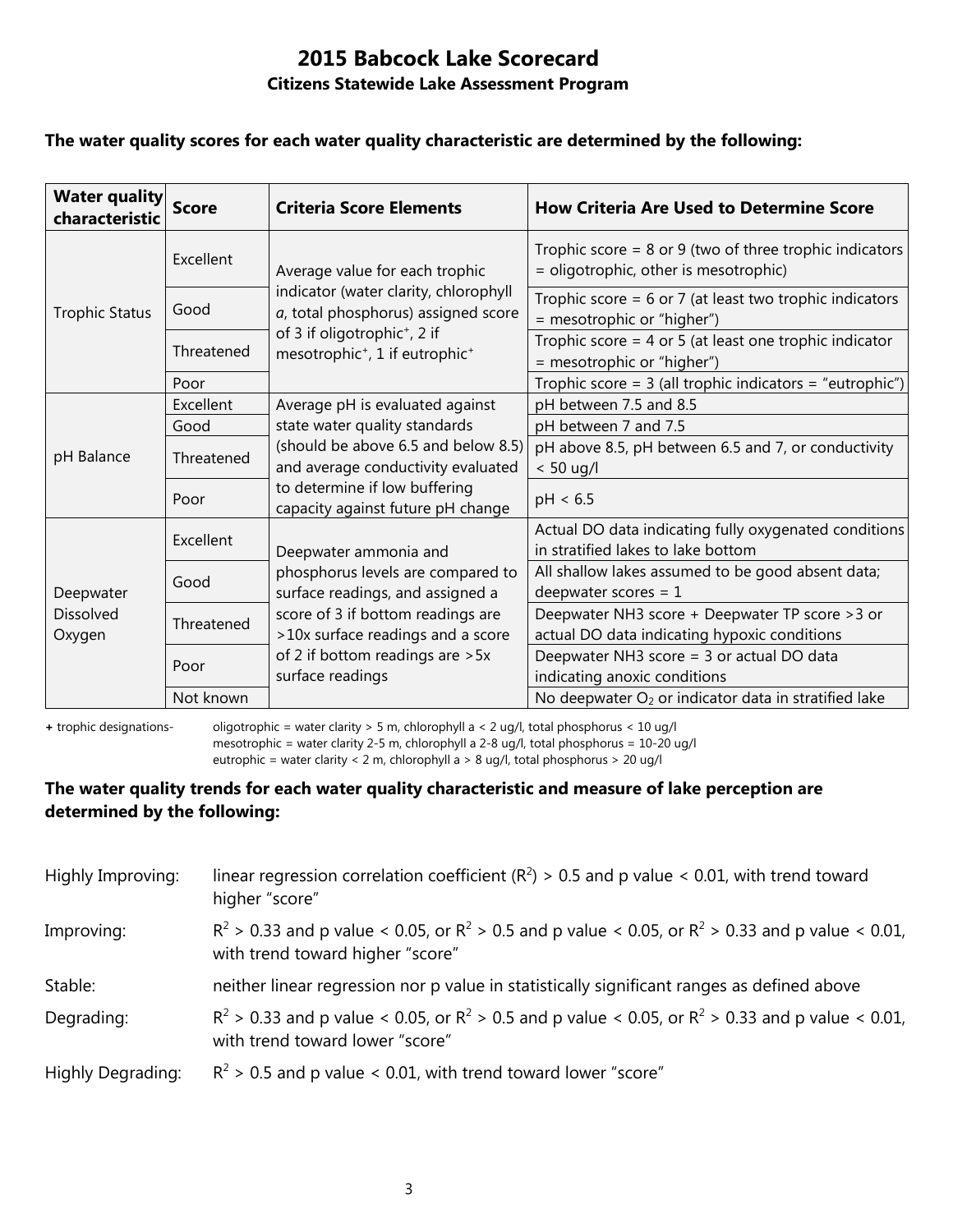# 2015 Babcock Lake Scorecard

## Citizens Statewide Lake Assessment Program

**The water quality scores for each water quality characteristic are determined by the following:**

| Water quality characteristic | Score | Criteria Score Elements | How Criteria Are Used to Determine Score |
|---|---|---|---|
| Trophic Status | Excellent | Average value for each trophic indicator (water clarity, chlorophyll *a*, total phosphorus) assigned score of 3 if oligotrophic+, 2 if mesotrophic+, 1 if eutrophic+ | Trophic score = 8 or 9 (two of three trophic indicators = oligotrophic, other is mesotrophic) |
| | Good | | Trophic score = 6 or 7 (at least two trophic indicators = mesotrophic or "higher") |
| | Threatened | | Trophic score = 4 or 5 (at least one trophic indicator = mesotrophic or "higher") |
| | Poor | | Trophic score = 3 (all trophic indicators = "eutrophic") |
| pH Balance | Excellent | Average pH is evaluated against state water quality standards (should be above 6.5 and below 8.5) and average conductivity evaluated to determine if low buffering capacity against future pH change | pH between 7.5 and 8.5 |
| | Good | | pH between 7 and 7.5 |
| | Threatened | | pH above 8.5, pH between 6.5 and 7, or conductivity < 50 ug/l |
| | Poor | | pH < 6.5 |
| Deepwater Dissolved Oxygen | Excellent | Deepwater ammonia and phosphorus levels are compared to surface readings, and assigned a score of 3 if bottom readings are >10x surface readings and a score of 2 if bottom readings are >5x surface readings | Actual DO data indicating fully oxygenated conditions in stratified lakes to lake bottom |
| | Good | | All shallow lakes assumed to be good absent data; deepwater scores = 1 |
| | Threatened | | Deepwater NH3 score + Deepwater TP score >3 or actual DO data indicating hypoxic conditions |
| | Poor | | Deepwater NH3 score = 3 or actual DO data indicating anoxic conditions |
| | Not known | | No deepwater $O_2$ or indicator data in stratified lake |

**+** trophic designations- oligotrophic = water clarity > 5 m, chlorophyll a < 2 ug/l, total phosphorus < 10 ug/l
mesotrophic = water clarity 2-5 m, chlorophyll a 2-8 ug/l, total phosphorus = 10-20 ug/l
eutrophic = water clarity < 2 m, chlorophyll a > 8 ug/l, total phosphorus > 20 ug/l

**The water quality trends for each water quality characteristic and measure of lake perception are determined by the following:**

Highly Improving: linear regression correlation coefficient ($R^2$) > 0.5 and p value < 0.01, with trend toward higher "score"

Improving: $R^2$ > 0.33 and p value < 0.05, or $R^2$ > 0.5 and p value < 0.05, or $R^2$ > 0.33 and p value < 0.01, with trend toward higher "score"

Stable: neither linear regression nor p value in statistically significant ranges as defined above

Degrading: $R^2$ > 0.33 and p value < 0.05, or $R^2$ > 0.5 and p value < 0.05, or $R^2$ > 0.33 and p value < 0.01, with trend toward lower "score"

Highly Degrading: $R^2$ > 0.5 and p value < 0.01, with trend toward lower "score"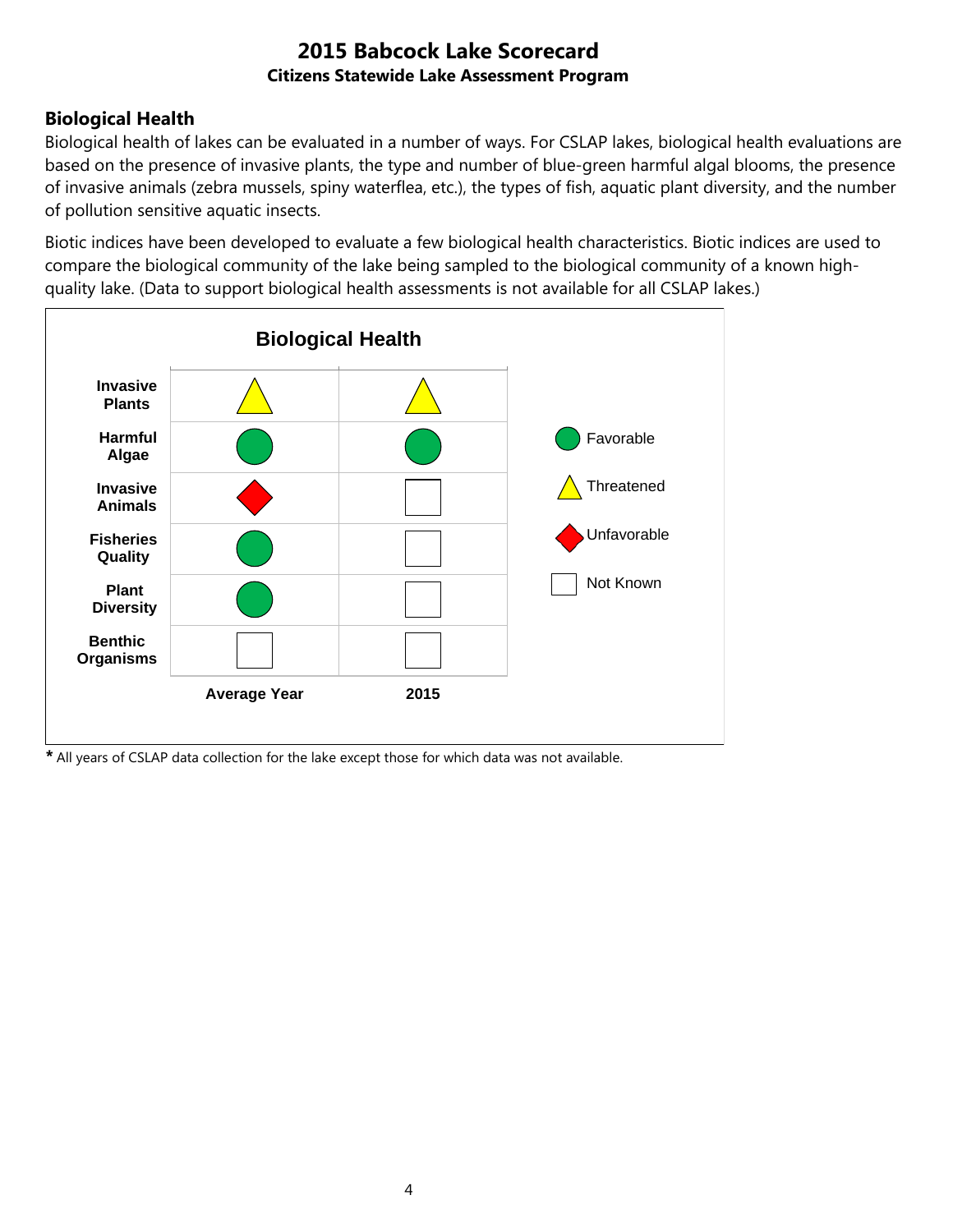# 2015 Babcock Lake Scorecard

**Citizens Statewide Lake Assessment Program**

## Biological Health

Biological health of lakes can be evaluated in a number of ways. For CSLAP lakes, biological health evaluations are based on the presence of invasive plants, the type and number of blue-green harmful algal blooms, the presence of invasive animals (zebra mussels, spiny waterflea, etc.), the types of fish, aquatic plant diversity, and the number of pollution sensitive aquatic insects.

Biotic indices have been developed to evaluate a few biological health characteristics. Biotic indices are used to compare the biological community of the lake being sampled to the biological community of a known high-quality lake. (Data to support biological health assessments is not available for all CSLAP lakes.)

**Biological Health**

| | Average Year | 2015 |
|---|---|---|
| **Invasive Plants** | Threatened | Threatened |
| **Harmful Algae** | Favorable | Favorable |
| **Invasive Animals** | Unfavorable | Not Known |
| **Fisheries Quality** | Favorable | Not Known |
| **Plant Diversity** | Favorable | Not Known |
| **Benthic Organisms** | Not Known | Not Known |

Legend: Favorable (green circle), Threatened (yellow triangle), Unfavorable (red diamond), Not Known (empty square)

**\*** All years of CSLAP data collection for the lake except those for which data was not available.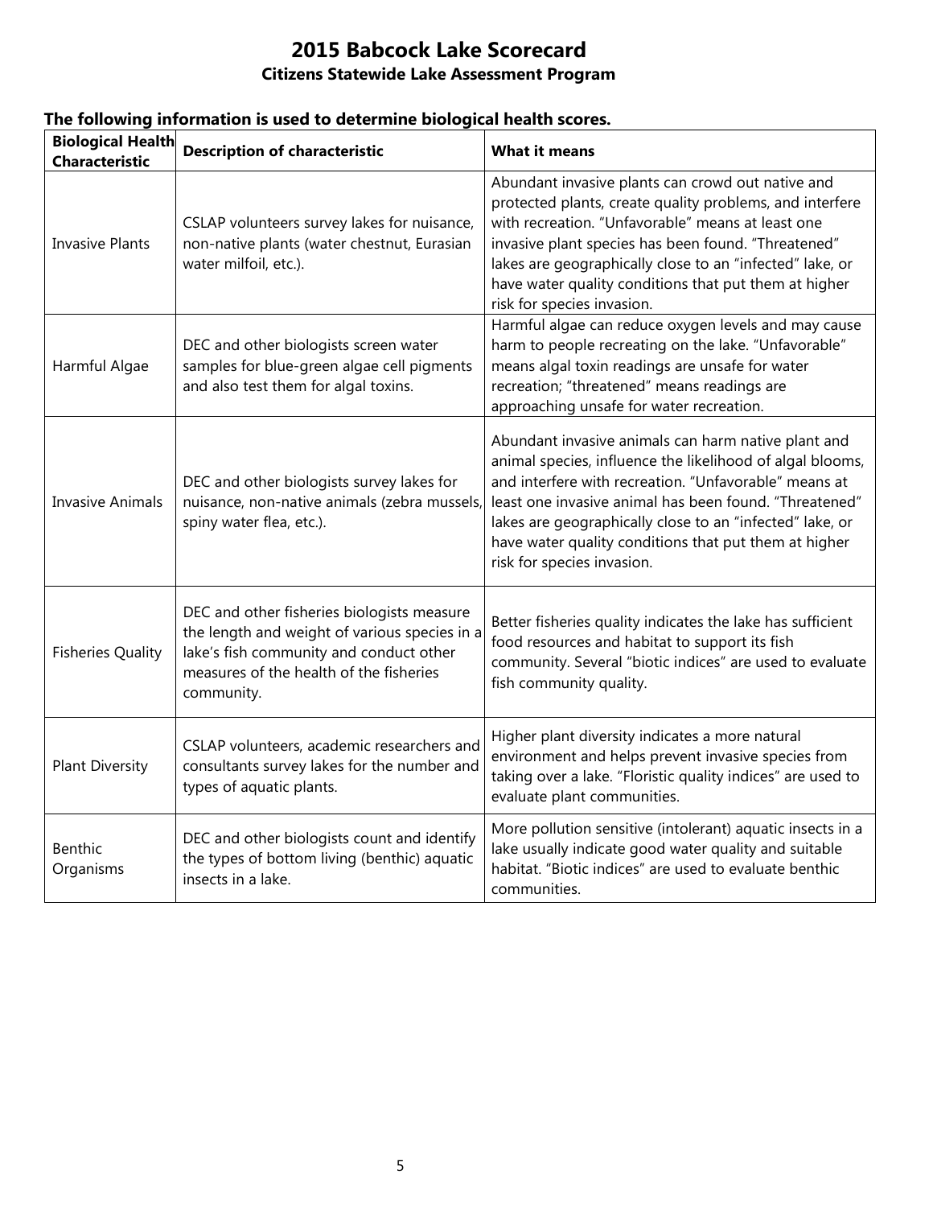# 2015 Babcock Lake Scorecard

## Citizens Statewide Lake Assessment Program

**The following information is used to determine biological health scores.**

| Biological Health Characteristic | Description of characteristic | What it means |
|---|---|---|
| Invasive Plants | CSLAP volunteers survey lakes for nuisance, non-native plants (water chestnut, Eurasian water milfoil, etc.). | Abundant invasive plants can crowd out native and protected plants, create quality problems, and interfere with recreation. "Unfavorable" means at least one invasive plant species has been found. "Threatened" lakes are geographically close to an "infected" lake, or have water quality conditions that put them at higher risk for species invasion. |
| Harmful Algae | DEC and other biologists screen water samples for blue-green algae cell pigments and also test them for algal toxins. | Harmful algae can reduce oxygen levels and may cause harm to people recreating on the lake. "Unfavorable" means algal toxin readings are unsafe for water recreation; "threatened" means readings are approaching unsafe for water recreation. |
| Invasive Animals | DEC and other biologists survey lakes for nuisance, non-native animals (zebra mussels, spiny water flea, etc.). | Abundant invasive animals can harm native plant and animal species, influence the likelihood of algal blooms, and interfere with recreation. "Unfavorable" means at least one invasive animal has been found. "Threatened" lakes are geographically close to an "infected" lake, or have water quality conditions that put them at higher risk for species invasion. |
| Fisheries Quality | DEC and other fisheries biologists measure the length and weight of various species in a lake's fish community and conduct other measures of the health of the fisheries community. | Better fisheries quality indicates the lake has sufficient food resources and habitat to support its fish community. Several "biotic indices" are used to evaluate fish community quality. |
| Plant Diversity | CSLAP volunteers, academic researchers and consultants survey lakes for the number and types of aquatic plants. | Higher plant diversity indicates a more natural environment and helps prevent invasive species from taking over a lake. "Floristic quality indices" are used to evaluate plant communities. |
| Benthic Organisms | DEC and other biologists count and identify the types of bottom living (benthic) aquatic insects in a lake. | More pollution sensitive (intolerant) aquatic insects in a lake usually indicate good water quality and suitable habitat. "Biotic indices" are used to evaluate benthic communities. |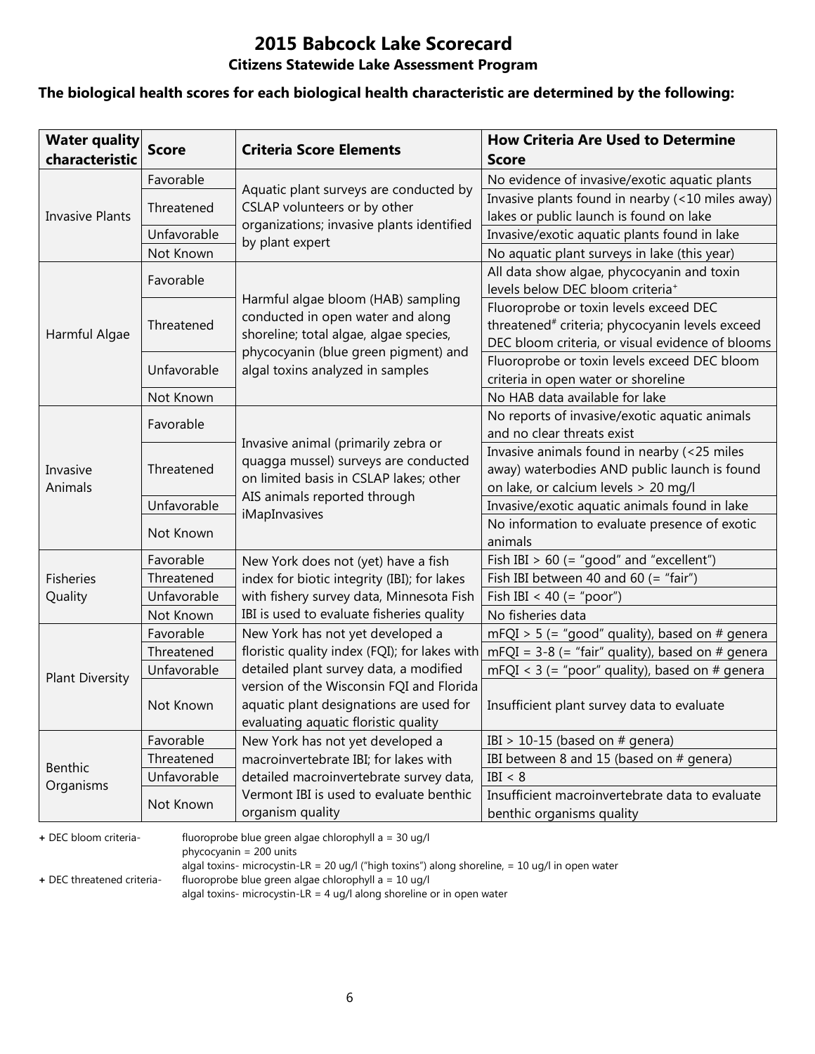# 2015 Babcock Lake Scorecard

## Citizens Statewide Lake Assessment Program

**The biological health scores for each biological health characteristic are determined by the following:**

| Water quality characteristic | Score | Criteria Score Elements | How Criteria Are Used to Determine Score |
|---|---|---|---|
| Invasive Plants | Favorable | Aquatic plant surveys are conducted by CSLAP volunteers or by other organizations; invasive plants identified by plant expert | No evidence of invasive/exotic aquatic plants |
| | Threatened | | Invasive plants found in nearby (<10 miles away) lakes or public launch is found on lake |
| | Unfavorable | | Invasive/exotic aquatic plants found in lake |
| | Not Known | | No aquatic plant surveys in lake (this year) |
| Harmful Algae | Favorable | Harmful algae bloom (HAB) sampling conducted in open water and along shoreline; total algae, algae species, phycocyanin (blue green pigment) and algal toxins analyzed in samples | All data show algae, phycocyanin and toxin levels below DEC bloom criteria+ |
| | Threatened | | Fluoroprobe or toxin levels exceed DEC threatened# criteria; phycocyanin levels exceed DEC bloom criteria, or visual evidence of blooms |
| | Unfavorable | | Fluoroprobe or toxin levels exceed DEC bloom criteria in open water or shoreline |
| | Not Known | | No HAB data available for lake |
| Invasive Animals | Favorable | Invasive animal (primarily zebra or quagga mussel) surveys are conducted on limited basis in CSLAP lakes; other AIS animals reported through iMapInvasives | No reports of invasive/exotic aquatic animals and no clear threats exist |
| | Threatened | | Invasive animals found in nearby (<25 miles away) waterbodies AND public launch is found on lake, or calcium levels > 20 mg/l |
| | Unfavorable | | Invasive/exotic aquatic animals found in lake |
| | Not Known | | No information to evaluate presence of exotic animals |
| Fisheries Quality | Favorable | New York does not (yet) have a fish index for biotic integrity (IBI); for lakes with fishery survey data, Minnesota Fish IBI is used to evaluate fisheries quality | Fish IBI > 60 (= "good" and "excellent") |
| | Threatened | | Fish IBI between 40 and 60 (= "fair") |
| | Unfavorable | | Fish IBI < 40 (= "poor") |
| | Not Known | | No fisheries data |
| Plant Diversity | Favorable | New York has not yet developed a floristic quality index (FQI); for lakes with detailed plant survey data, a modified version of the Wisconsin FQI and Florida aquatic plant designations are used for evaluating aquatic floristic quality | mFQI > 5 (= "good" quality), based on # genera |
| | Threatened | | mFQI = 3-8 (= "fair" quality), based on # genera |
| | Unfavorable | | mFQI < 3 (= "poor" quality), based on # genera |
| | Not Known | | Insufficient plant survey data to evaluate |
| Benthic Organisms | Favorable | New York has not yet developed a macroinvertebrate IBI; for lakes with detailed macroinvertebrate survey data, Vermont IBI is used to evaluate benthic organism quality | IBI > 10-15 (based on # genera) |
| | Threatened | | IBI between 8 and 15 (based on # genera) |
| | Unfavorable | | IBI < 8 |
| | Not Known | | Insufficient macroinvertebrate data to evaluate benthic organisms quality |

+ DEC bloom criteria- fluoroprobe blue green algae chlorophyll a = 30 ug/l
phycocyanin = 200 units
algal toxins- microcystin-LR = 20 ug/l ("high toxins") along shoreline, = 10 ug/l in open water

+ DEC threatened criteria- fluoroprobe blue green algae chlorophyll a = 10 ug/l
algal toxins- microcystin-LR = 4 ug/l along shoreline or in open water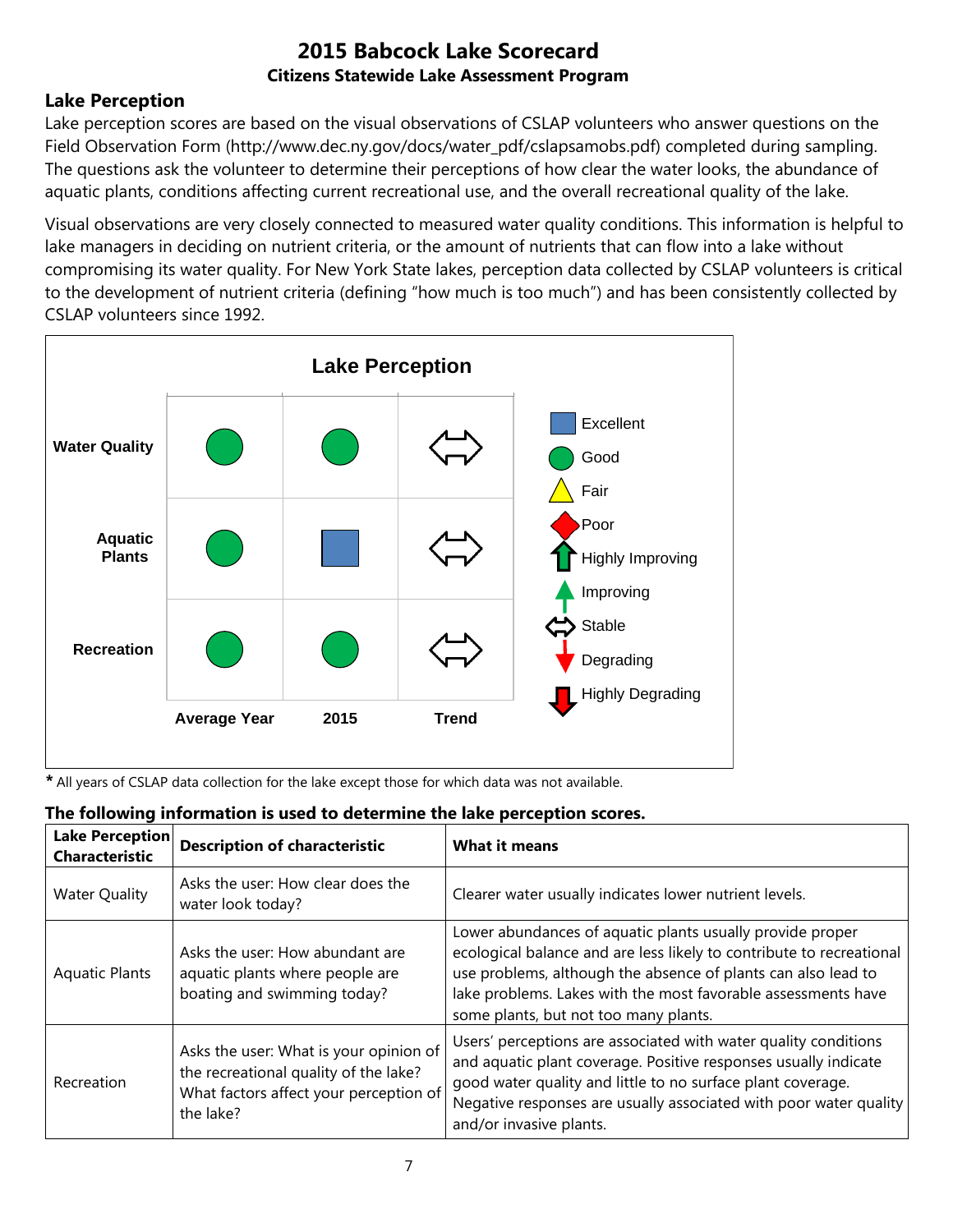# 2015 Babcock Lake Scorecard

### Citizens Statewide Lake Assessment Program

## Lake Perception

Lake perception scores are based on the visual observations of CSLAP volunteers who answer questions on the Field Observation Form (http://www.dec.ny.gov/docs/water_pdf/cslapsamobs.pdf) completed during sampling. The questions ask the volunteer to determine their perceptions of how clear the water looks, the abundance of aquatic plants, conditions affecting current recreational use, and the overall recreational quality of the lake.

Visual observations are very closely connected to measured water quality conditions. This information is helpful to lake managers in deciding on nutrient criteria, or the amount of nutrients that can flow into a lake without compromising its water quality. For New York State lakes, perception data collected by CSLAP volunteers is critical to the development of nutrient criteria (defining "how much is too much") and has been consistently collected by CSLAP volunteers since 1992.

**Lake Perception**

| | Average Year | 2015 | Trend |
|---|---|---|---|
| Water Quality | Good | Good | Stable |
| Aquatic Plants | Good | Excellent | Stable |
| Recreation | Good | Good | Stable |

Legend: Excellent, Good, Fair, Poor, Highly Improving, Improving, Stable, Degrading, Highly Degrading

**\*** All years of CSLAP data collection for the lake except those for which data was not available.

**The following information is used to determine the lake perception scores.**

| Lake Perception Characteristic | Description of characteristic | What it means |
|---|---|---|
| Water Quality | Asks the user: How clear does the water look today? | Clearer water usually indicates lower nutrient levels. |
| Aquatic Plants | Asks the user: How abundant are aquatic plants where people are boating and swimming today? | Lower abundances of aquatic plants usually provide proper ecological balance and are less likely to contribute to recreational use problems, although the absence of plants can also lead to lake problems. Lakes with the most favorable assessments have some plants, but not too many plants. |
| Recreation | Asks the user: What is your opinion of the recreational quality of the lake? What factors affect your perception of the lake? | Users' perceptions are associated with water quality conditions and aquatic plant coverage. Positive responses usually indicate good water quality and little to no surface plant coverage. Negative responses are usually associated with poor water quality and/or invasive plants. |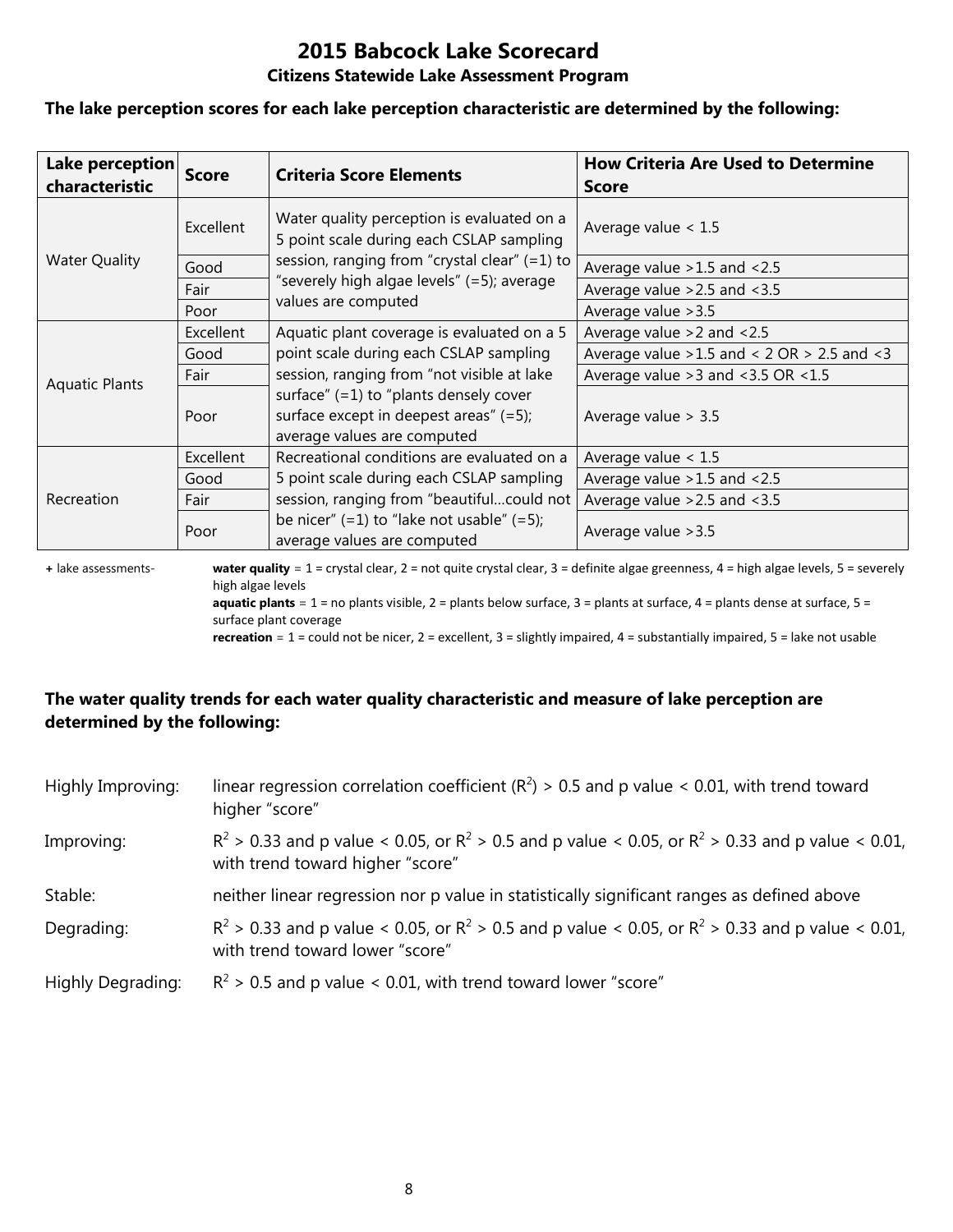# 2015 Babcock Lake Scorecard

### Citizens Statewide Lake Assessment Program

**The lake perception scores for each lake perception characteristic are determined by the following:**

| Lake perception characteristic | Score | Criteria Score Elements | How Criteria Are Used to Determine Score |
|---|---|---|---|
| Water Quality | Excellent | Water quality perception is evaluated on a 5 point scale during each CSLAP sampling session, ranging from "crystal clear" (=1) to "severely high algae levels" (=5); average values are computed | Average value < 1.5 |
| | Good | | Average value >1.5 and <2.5 |
| | Fair | | Average value >2.5 and <3.5 |
| | Poor | | Average value >3.5 |
| Aquatic Plants | Excellent | Aquatic plant coverage is evaluated on a 5 point scale during each CSLAP sampling session, ranging from "not visible at lake surface" (=1) to "plants densely cover surface except in deepest areas" (=5); average values are computed | Average value >2 and <2.5 |
| | Good | | Average value >1.5 and < 2 OR > 2.5 and <3 |
| | Fair | | Average value >3 and <3.5 OR <1.5 |
| | Poor | | Average value > 3.5 |
| Recreation | Excellent | Recreational conditions are evaluated on a 5 point scale during each CSLAP sampling session, ranging from "beautiful…could not be nicer" (=1) to "lake not usable" (=5); average values are computed | Average value < 1.5 |
| | Good | | Average value >1.5 and <2.5 |
| | Fair | | Average value >2.5 and <3.5 |
| | Poor | | Average value >3.5 |

**+** lake assessments- **water quality** = 1 = crystal clear, 2 = not quite crystal clear, 3 = definite algae greenness, 4 = high algae levels, 5 = severely high algae levels
**aquatic plants** = 1 = no plants visible, 2 = plants below surface, 3 = plants at surface, 4 = plants dense at surface, 5 = surface plant coverage
**recreation** = 1 = could not be nicer, 2 = excellent, 3 = slightly impaired, 4 = substantially impaired, 5 = lake not usable

**The water quality trends for each water quality characteristic and measure of lake perception are determined by the following:**

Highly Improving: linear regression correlation coefficient ($R^2$) > 0.5 and p value < 0.01, with trend toward higher "score"

Improving: $R^2$ > 0.33 and p value < 0.05, or $R^2$ > 0.5 and p value < 0.05, or $R^2$ > 0.33 and p value < 0.01, with trend toward higher "score"

Stable: neither linear regression nor p value in statistically significant ranges as defined above

Degrading: $R^2$ > 0.33 and p value < 0.05, or $R^2$ > 0.5 and p value < 0.05, or $R^2$ > 0.33 and p value < 0.01, with trend toward lower "score"

Highly Degrading: $R^2$ > 0.5 and p value < 0.01, with trend toward lower "score"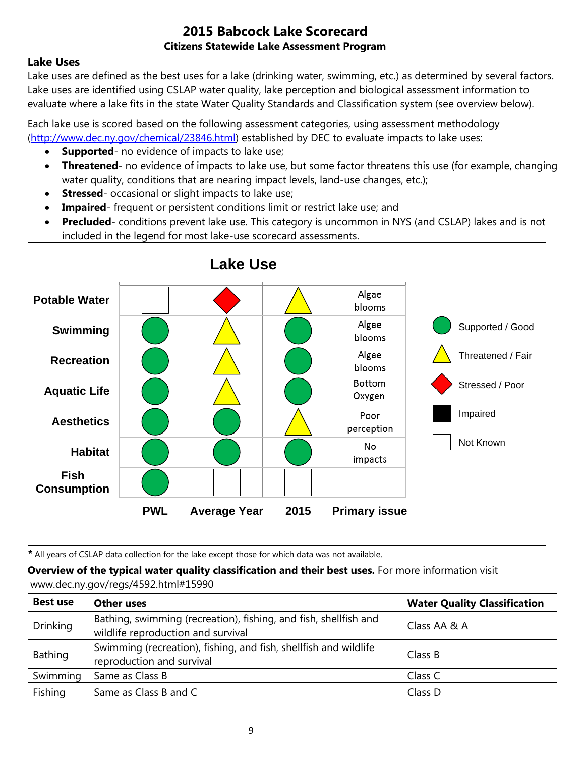# 2015 Babcock Lake Scorecard

### Citizens Statewide Lake Assessment Program

## Lake Uses

Lake uses are defined as the best uses for a lake (drinking water, swimming, etc.) as determined by several factors. Lake uses are identified using CSLAP water quality, lake perception and biological assessment information to evaluate where a lake fits in the state Water Quality Standards and Classification system (see overview below).

Each lake use is scored based on the following assessment categories, using assessment methodology (http://www.dec.ny.gov/chemical/23846.html) established by DEC to evaluate impacts to lake uses:

- **Supported**- no evidence of impacts to lake use;
- **Threatened**- no evidence of impacts to lake use, but some factor threatens this use (for example, changing water quality, conditions that are nearing impact levels, land-use changes, etc.);
- **Stressed**- occasional or slight impacts to lake use;
- **Impaired**- frequent or persistent conditions limit or restrict lake use; and
- **Precluded**- conditions prevent lake use. This category is uncommon in NYS (and CSLAP) lakes and is not included in the legend for most lake-use scorecard assessments.

**Lake Use**

| | PWL | Average Year | 2015 | Primary issue |
|---|---|---|---|---|
| Potable Water | Not Known | Stressed / Poor | Threatened / Fair | Algae blooms |
| Swimming | Supported / Good | Threatened / Fair | Supported / Good | Algae blooms |
| Recreation | Supported / Good | Threatened / Fair | Supported / Good | Algae blooms |
| Aquatic Life | Supported / Good | Threatened / Fair | Supported / Good | Bottom Oxygen |
| Aesthetics | Supported / Good | Supported / Good | Threatened / Fair | Poor perception |
| Habitat | Supported / Good | Supported / Good | Supported / Good | No impacts |
| Fish Consumption | Supported / Good | Not Known | Not Known | |

Legend: Supported / Good; Threatened / Fair; Stressed / Poor; Impaired; Not Known

\* All years of CSLAP data collection for the lake except those for which data was not available.

**Overview of the typical water quality classification and their best uses.** For more information visit www.dec.ny.gov/regs/4592.html#15990

| Best use | Other uses | Water Quality Classification |
|---|---|---|
| Drinking | Bathing, swimming (recreation), fishing, and fish, shellfish and wildlife reproduction and survival | Class AA & A |
| Bathing | Swimming (recreation), fishing, and fish, shellfish and wildlife reproduction and survival | Class B |
| Swimming | Same as Class B | Class C |
| Fishing | Same as Class B and C | Class D |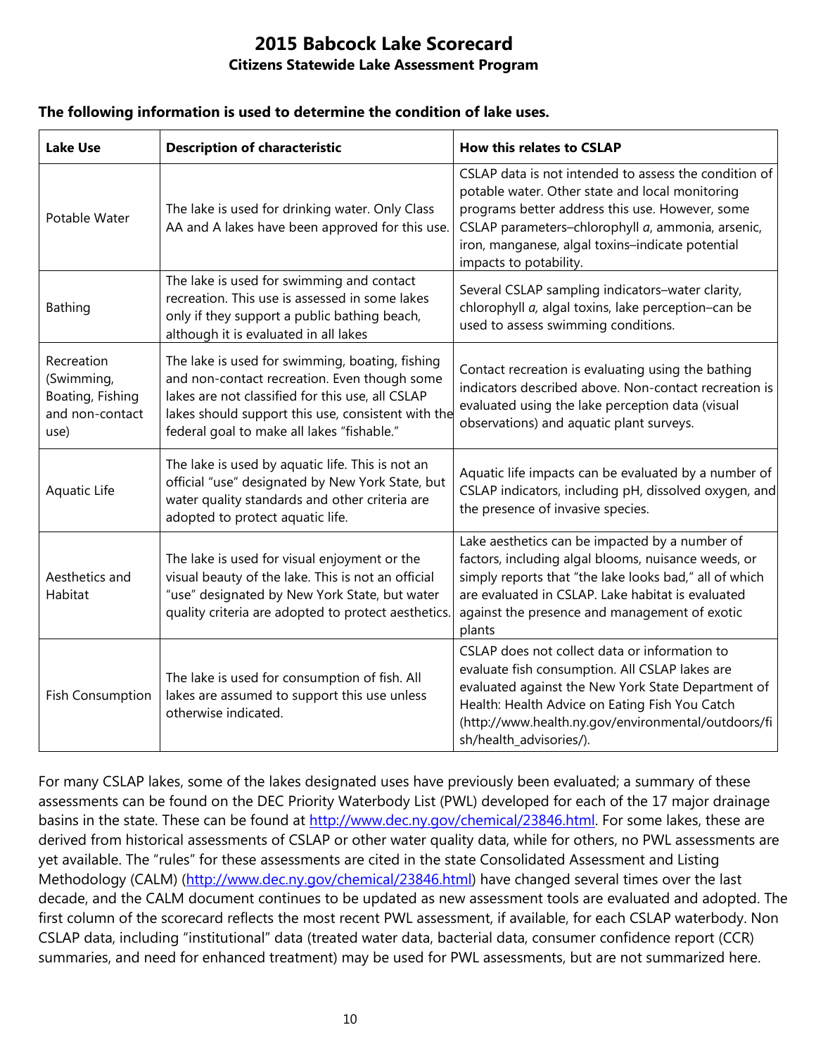# 2015 Babcock Lake Scorecard

### Citizens Statewide Lake Assessment Program

**The following information is used to determine the condition of lake uses.**

| Lake Use | Description of characteristic | How this relates to CSLAP |
|---|---|---|
| Potable Water | The lake is used for drinking water. Only Class AA and A lakes have been approved for this use. | CSLAP data is not intended to assess the condition of potable water. Other state and local monitoring programs better address this use. However, some CSLAP parameters–chlorophyll *a*, ammonia, arsenic, iron, manganese, algal toxins–indicate potential impacts to potability. |
| Bathing | The lake is used for swimming and contact recreation. This use is assessed in some lakes only if they support a public bathing beach, although it is evaluated in all lakes | Several CSLAP sampling indicators–water clarity, chlorophyll *a,* algal toxins, lake perception–can be used to assess swimming conditions. |
| Recreation (Swimming, Boating, Fishing and non-contact use) | The lake is used for swimming, boating, fishing and non-contact recreation. Even though some lakes are not classified for this use, all CSLAP lakes should support this use, consistent with the federal goal to make all lakes "fishable." | Contact recreation is evaluating using the bathing indicators described above. Non-contact recreation is evaluated using the lake perception data (visual observations) and aquatic plant surveys. |
| Aquatic Life | The lake is used by aquatic life. This is not an official "use" designated by New York State, but water quality standards and other criteria are adopted to protect aquatic life. | Aquatic life impacts can be evaluated by a number of CSLAP indicators, including pH, dissolved oxygen, and the presence of invasive species. |
| Aesthetics and Habitat | The lake is used for visual enjoyment or the visual beauty of the lake. This is not an official "use" designated by New York State, but water quality criteria are adopted to protect aesthetics. | Lake aesthetics can be impacted by a number of factors, including algal blooms, nuisance weeds, or simply reports that "the lake looks bad," all of which are evaluated in CSLAP. Lake habitat is evaluated against the presence and management of exotic plants |
| Fish Consumption | The lake is used for consumption of fish. All lakes are assumed to support this use unless otherwise indicated. | CSLAP does not collect data or information to evaluate fish consumption. All CSLAP lakes are evaluated against the New York State Department of Health: Health Advice on Eating Fish You Catch (http://www.health.ny.gov/environmental/outdoors/fish/health_advisories/). |

For many CSLAP lakes, some of the lakes designated uses have previously been evaluated; a summary of these assessments can be found on the DEC Priority Waterbody List (PWL) developed for each of the 17 major drainage basins in the state. These can be found at http://www.dec.ny.gov/chemical/23846.html. For some lakes, these are derived from historical assessments of CSLAP or other water quality data, while for others, no PWL assessments are yet available. The "rules" for these assessments are cited in the state Consolidated Assessment and Listing Methodology (CALM) (http://www.dec.ny.gov/chemical/23846.html) have changed several times over the last decade, and the CALM document continues to be updated as new assessment tools are evaluated and adopted. The first column of the scorecard reflects the most recent PWL assessment, if available, for each CSLAP waterbody. Non CSLAP data, including "institutional" data (treated water data, bacterial data, consumer confidence report (CCR) summaries, and need for enhanced treatment) may be used for PWL assessments, but are not summarized here.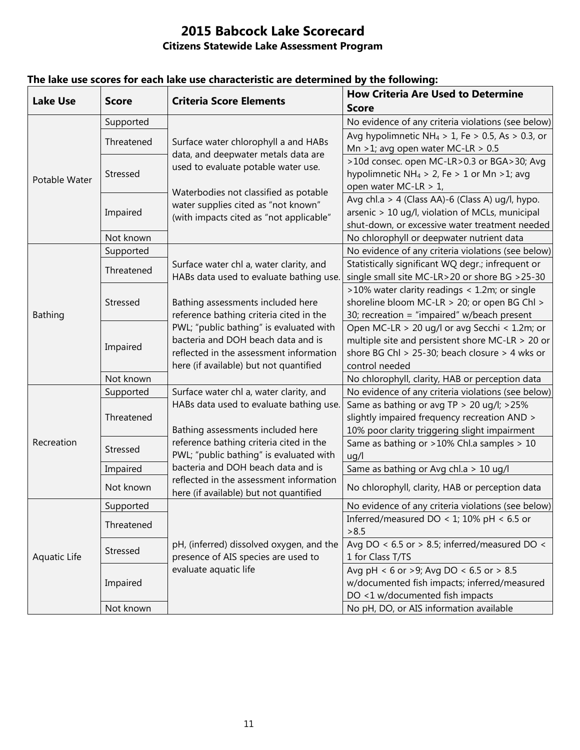# 2015 Babcock Lake Scorecard

## Citizens Statewide Lake Assessment Program

**The lake use scores for each lake use characteristic are determined by the following:**

| Lake Use | Score | Criteria Score Elements | How Criteria Are Used to Determine Score |
|---|---|---|---|
| Potable Water | Supported | Surface water chlorophyll a and HABs data, and deepwater metals data are used to evaluate potable water use. Waterbodies not classified as potable water supplies cited as "not known" (with impacts cited as "not applicable" | No evidence of any criteria violations (see below) |
| | Threatened | | Avg hypolimnetic $NH_4$ > 1, Fe > 0.5, As > 0.3, or Mn >1; avg open water MC-LR > 0.5 |
| | Stressed | | >10d consec. open MC-LR>0.3 or BGA>30; Avg hypolimnetic $NH_4$ > 2, Fe > 1 or Mn >1; avg open water MC-LR > 1, |
| | Impaired | | Avg chl.a > 4 (Class AA)-6 (Class A) ug/l, hypo. arsenic > 10 ug/l, violation of MCLs, municipal shut-down, or excessive water treatment needed |
| | Not known | | No chlorophyll or deepwater nutrient data |
| Bathing | Supported | Surface water chl a, water clarity, and HABs data used to evaluate bathing use. Bathing assessments included here reference bathing criteria cited in the PWL; "public bathing" is evaluated with bacteria and DOH beach data and is reflected in the assessment information here (if available) but not quantified | No evidence of any criteria violations (see below) |
| | Threatened | | Statistically significant WQ degr.; infrequent or single small site MC-LR>20 or shore BG >25-30 |
| | Stressed | | >10% water clarity readings < 1.2m; or single shoreline bloom MC-LR > 20; or open BG Chl > 30; recreation = "impaired" w/beach present |
| | Impaired | | Open MC-LR > 20 ug/l or avg Secchi < 1.2m; or multiple site and persistent shore MC-LR > 20 or shore BG Chl > 25-30; beach closure > 4 wks or control needed |
| | Not known | | No chlorophyll, clarity, HAB or perception data |
| Recreation | Supported | Surface water chl a, water clarity, and HABs data used to evaluate bathing use. Bathing assessments included here reference bathing criteria cited in the PWL; "public bathing" is evaluated with bacteria and DOH beach data and is reflected in the assessment information here (if available) but not quantified | No evidence of any criteria violations (see below) |
| | Threatened | | Same as bathing or avg TP > 20 ug/l; >25% slightly impaired frequency recreation AND > 10% poor clarity triggering slight impairment |
| | Stressed | | Same as bathing or >10% Chl.a samples > 10 ug/l |
| | Impaired | | Same as bathing or Avg chl.a > 10 ug/l |
| | Not known | | No chlorophyll, clarity, HAB or perception data |
| Aquatic Life | Supported | pH, (inferred) dissolved oxygen, and the presence of AIS species are used to evaluate aquatic life | No evidence of any criteria violations (see below) |
| | Threatened | | Inferred/measured DO < 1; 10% pH < 6.5 or >8.5 |
| | Stressed | | Avg DO < 6.5 or > 8.5; inferred/measured DO < 1 for Class T/TS |
| | Impaired | | Avg pH < 6 or >9; Avg DO < 6.5 or > 8.5 w/documented fish impacts; inferred/measured DO <1 w/documented fish impacts |
| | Not known | | No pH, DO, or AIS information available |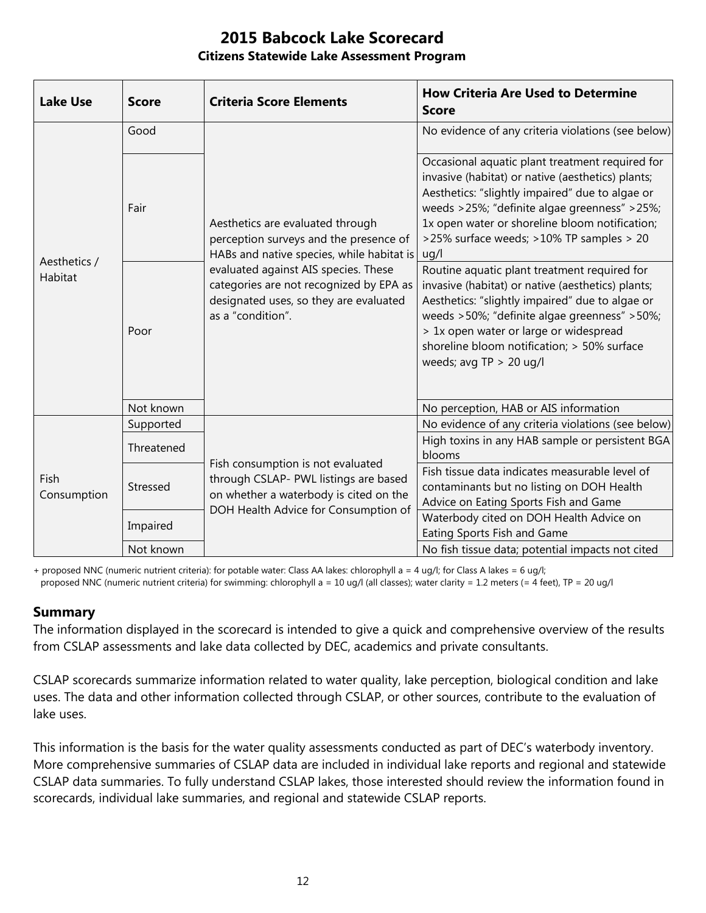# 2015 Babcock Lake Scorecard

**Citizens Statewide Lake Assessment Program**

| Lake Use | Score | Criteria Score Elements | How Criteria Are Used to Determine Score |
|---|---|---|---|
| Aesthetics / Habitat | Good | Aesthetics are evaluated through perception surveys and the presence of HABs and native species, while habitat is evaluated against AIS species. These categories are not recognized by EPA as designated uses, so they are evaluated as a "condition". | No evidence of any criteria violations (see below) |
| | Fair | | Occasional aquatic plant treatment required for invasive (habitat) or native (aesthetics) plants; Aesthetics: "slightly impaired" due to algae or weeds >25%; "definite algae greenness" >25%; 1x open water or shoreline bloom notification; >25% surface weeds; >10% TP samples > 20 ug/l |
| | Poor | | Routine aquatic plant treatment required for invasive (habitat) or native (aesthetics) plants; Aesthetics: "slightly impaired" due to algae or weeds >50%; "definite algae greenness" >50%; > 1x open water or large or widespread shoreline bloom notification; > 50% surface weeds; avg TP > 20 ug/l |
| | Not known | | No perception, HAB or AIS information |
| Fish Consumption | Supported | Fish consumption is not evaluated through CSLAP- PWL listings are based on whether a waterbody is cited on the DOH Health Advice for Consumption of | No evidence of any criteria violations (see below) |
| | Threatened | | High toxins in any HAB sample or persistent BGA blooms |
| | Stressed | | Fish tissue data indicates measurable level of contaminants but no listing on DOH Health Advice on Eating Sports Fish and Game |
| | Impaired | | Waterbody cited on DOH Health Advice on Eating Sports Fish and Game |
| | Not known | | No fish tissue data; potential impacts not cited |

+ proposed NNC (numeric nutrient criteria): for potable water: Class AA lakes: chlorophyll a = 4 ug/l; for Class A lakes = 6 ug/l;
proposed NNC (numeric nutrient criteria) for swimming: chlorophyll a = 10 ug/l (all classes); water clarity = 1.2 meters (= 4 feet), TP = 20 ug/l

## Summary

The information displayed in the scorecard is intended to give a quick and comprehensive overview of the results from CSLAP assessments and lake data collected by DEC, academics and private consultants.

CSLAP scorecards summarize information related to water quality, lake perception, biological condition and lake uses. The data and other information collected through CSLAP, or other sources, contribute to the evaluation of lake uses.

This information is the basis for the water quality assessments conducted as part of DEC's waterbody inventory. More comprehensive summaries of CSLAP data are included in individual lake reports and regional and statewide CSLAP data summaries. To fully understand CSLAP lakes, those interested should review the information found in scorecards, individual lake summaries, and regional and statewide CSLAP reports.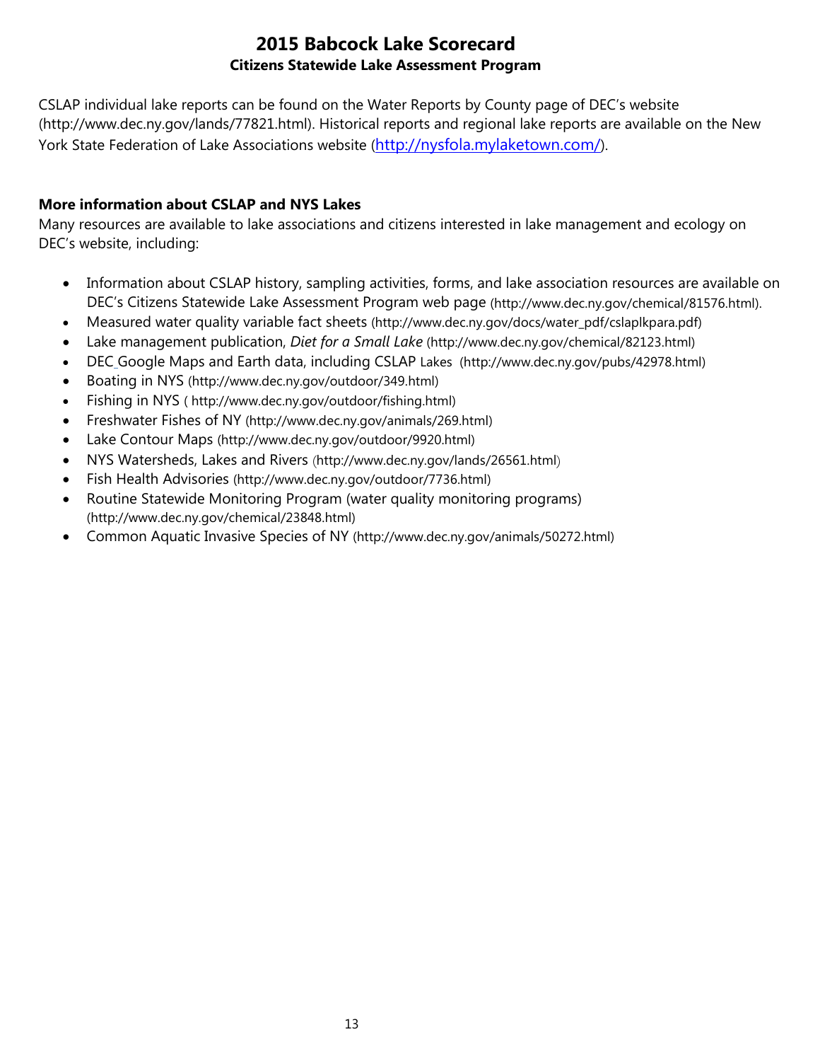# 2015 Babcock Lake Scorecard

### Citizens Statewide Lake Assessment Program

CSLAP individual lake reports can be found on the Water Reports by County page of DEC's website (http://www.dec.ny.gov/lands/77821.html). Historical reports and regional lake reports are available on the New York State Federation of Lake Associations website (http://nysfola.mylaketown.com/).

**More information about CSLAP and NYS Lakes**

Many resources are available to lake associations and citizens interested in lake management and ecology on DEC's website, including:

- Information about CSLAP history, sampling activities, forms, and lake association resources are available on DEC's Citizens Statewide Lake Assessment Program web page (http://www.dec.ny.gov/chemical/81576.html).
- Measured water quality variable fact sheets (http://www.dec.ny.gov/docs/water_pdf/cslaplkpara.pdf)
- Lake management publication, *Diet for a Small Lake* (http://www.dec.ny.gov/chemical/82123.html)
- DEC Google Maps and Earth data, including CSLAP Lakes (http://www.dec.ny.gov/pubs/42978.html)
- Boating in NYS (http://www.dec.ny.gov/outdoor/349.html)
- Fishing in NYS ( http://www.dec.ny.gov/outdoor/fishing.html)
- Freshwater Fishes of NY (http://www.dec.ny.gov/animals/269.html)
- Lake Contour Maps (http://www.dec.ny.gov/outdoor/9920.html)
- NYS Watersheds, Lakes and Rivers (http://www.dec.ny.gov/lands/26561.html)
- Fish Health Advisories (http://www.dec.ny.gov/outdoor/7736.html)
- Routine Statewide Monitoring Program (water quality monitoring programs) (http://www.dec.ny.gov/chemical/23848.html)
- Common Aquatic Invasive Species of NY (http://www.dec.ny.gov/animals/50272.html)